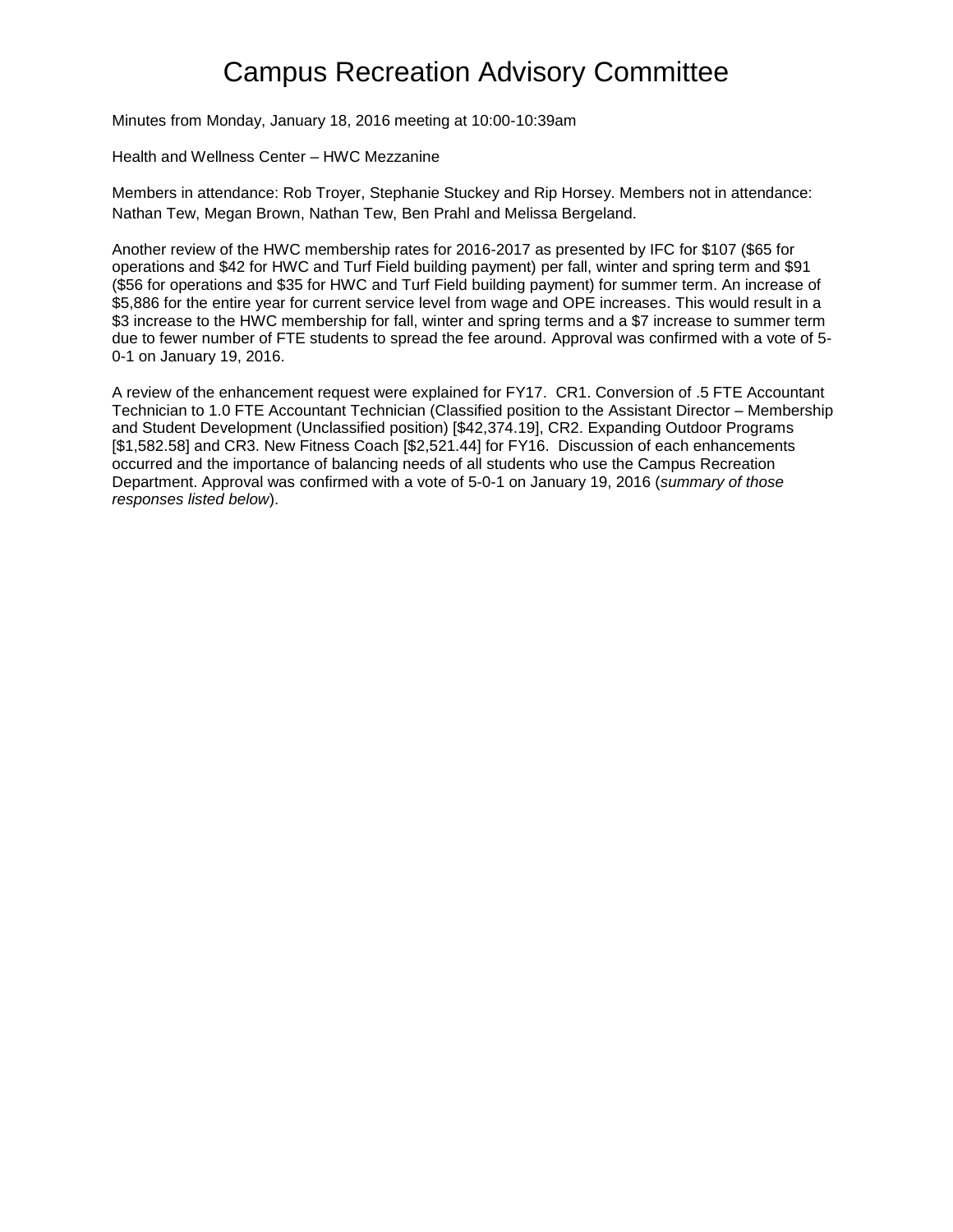# Campus Recreation Advisory Committee

Minutes from Monday, January 18, 2016 meeting at 10:00-10:39am

Health and Wellness Center – HWC Mezzanine

Members in attendance: Rob Troyer, Stephanie Stuckey and Rip Horsey. Members not in attendance: Nathan Tew, Megan Brown, Nathan Tew, Ben Prahl and Melissa Bergeland.

Another review of the HWC membership rates for 2016-2017 as presented by IFC for $107 ($65 for operations and $42 for HWC and Turf Field building payment) per fall, winter and spring term and $91 ($56 for operations and $35 for HWC and Turf Field building payment) for summer term. An increase of $5,886 for the entire year for current service level from wage and OPE increases. This would result in a $3 increase to the HWC membership for fall, winter and spring terms and a $7 increase to summer term due to fewer number of FTE students to spread the fee around. Approval was confirmed with a vote of 5-0-1 on January 19, 2016.

A review of the enhancement request were explained for FY17. CR1. Conversion of .5 FTE Accountant Technician to 1.0 FTE Accountant Technician (Classified position to the Assistant Director – Membership and Student Development (Unclassified position) [$42,374.19], CR2. Expanding Outdoor Programs [$1,582.58] and CR3. New Fitness Coach [$2,521.44] for FY16. Discussion of each enhancements occurred and the importance of balancing needs of all students who use the Campus Recreation Department. Approval was confirmed with a vote of 5-0-1 on January 19, 2016 (*summary of those responses listed below*).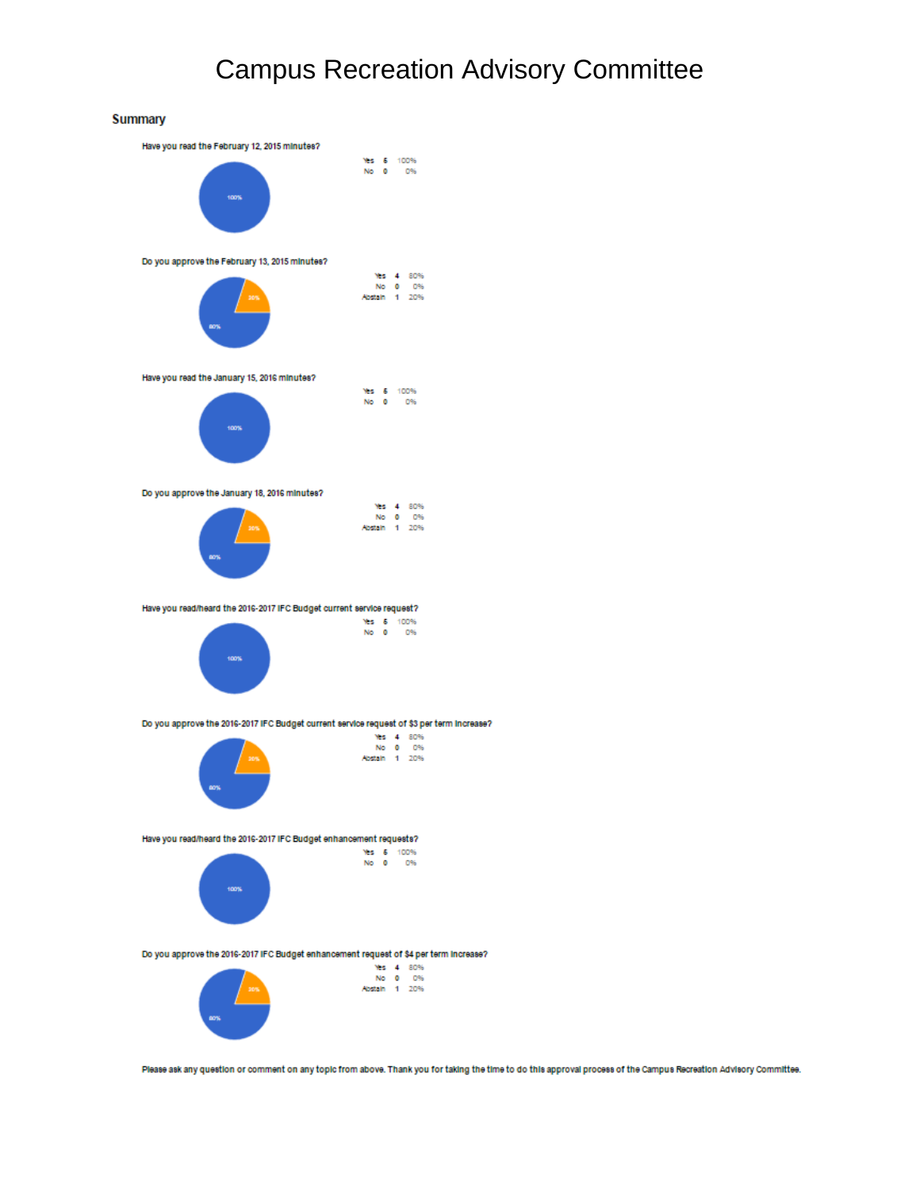# Campus Recreation Advisory Committee

## Summary

**Have you read the February 12, 2015 minutes?**

| | | |
|---|---|---|
| Yes | 5 | 100% |
| No | 0 | 0% |

**Do you approve the February 13, 2015 minutes?**

| | | |
|---|---|---|
| Yes | 4 | 80% |
| No | 0 | 0% |
| Abstain | 1 | 20% |

**Have you read the January 15, 2016 minutes?**

| | | |
|---|---|---|
| Yes | 5 | 100% |
| No | 0 | 0% |

**Do you approve the January 18, 2016 minutes?**

| | | |
|---|---|---|
| Yes | 4 | 80% |
| No | 0 | 0% |
| Abstain | 1 | 20% |

**Have you read/heard the 2016-2017 IFC Budget current service request?**

| | | |
|---|---|---|
| Yes | 5 | 100% |
| No | 0 | 0% |

**Do you approve the 2016-2017 IFC Budget current service request of $3 per term increase?**

| | | |
|---|---|---|
| Yes | 4 | 80% |
| No | 0 | 0% |
| Abstain | 1 | 20% |

**Have you read/heard the 2016-2017 IFC Budget enhancement requests?**

| | | |
|---|---|---|
| Yes | 5 | 100% |
| No | 0 | 0% |

**Do you approve the 2016-2017 IFC Budget enhancement request of $4 per term increase?**

| | | |
|---|---|---|
| Yes | 4 | 80% |
| No | 0 | 0% |
| Abstain | 1 | 20% |

Please ask any question or comment on any topic from above. Thank you for taking the time to do this approval process of the Campus Recreation Advisory Committee.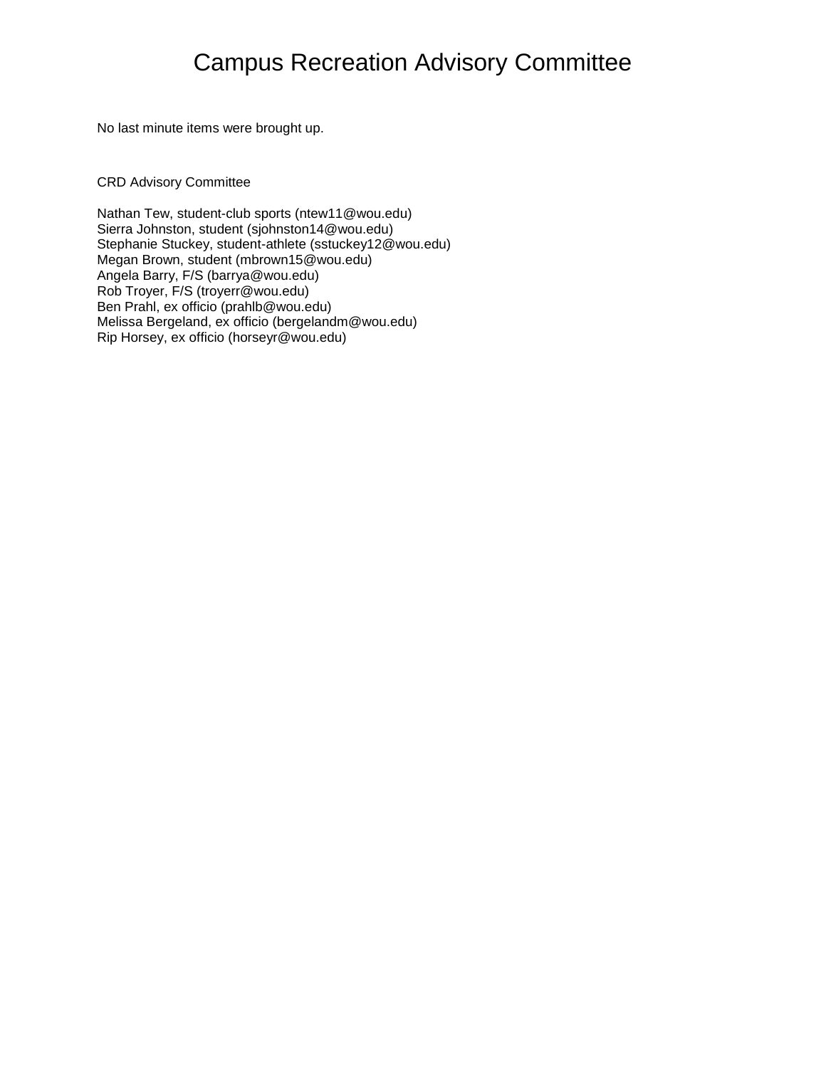No last minute items were brought up.

CRD Advisory Committee

Nathan Tew, student-club sports (ntew11@wou.edu)
Sierra Johnston, student (sjohnston14@wou.edu)
Stephanie Stuckey, student-athlete (sstuckey12@wou.edu)
Megan Brown, student (mbrown15@wou.edu)
Angela Barry, F/S (barrya@wou.edu)
Rob Troyer, F/S (troyerr@wou.edu)
Ben Prahl, ex officio (prahlb@wou.edu)
Melissa Bergeland, ex officio (bergelandm@wou.edu)
Rip Horsey, ex officio (horseyr@wou.edu)